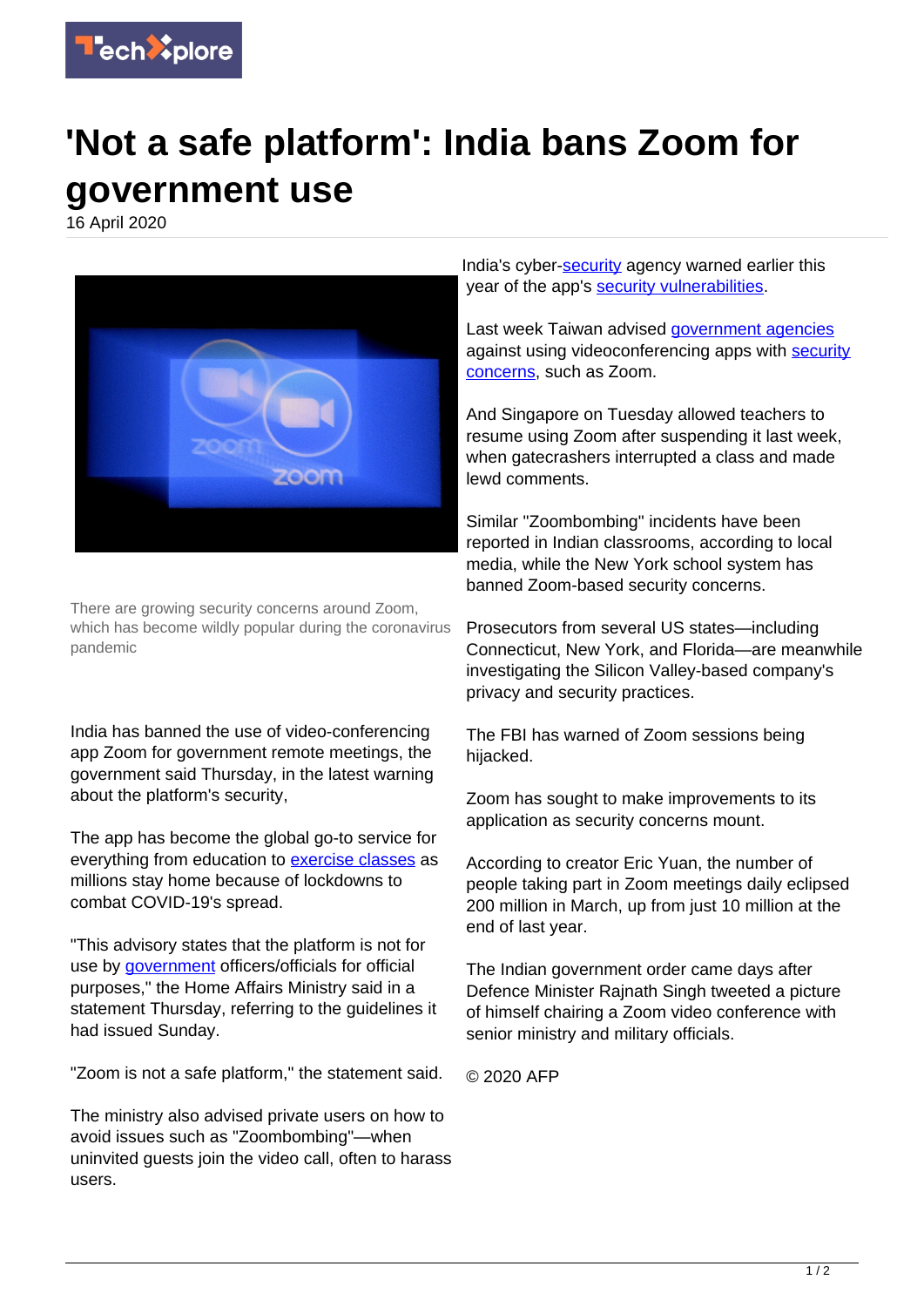# 'Not a safe platform': India bans Zoom for government use

16 April 2020

There are growing security concerns around Zoom, which has become wildly popular during the coronavirus pandemic

India has banned the use of video-conferencing app Zoom for government remote meetings, the government said Thursday, in the latest warning about the platform's security,

The app has become the global go-to service for everything from education to exercise classes as millions stay home because of lockdowns to combat COVID-19's spread.

"This advisory states that the platform is not for use by government officers/officials for official purposes," the Home Affairs Ministry said in a statement Thursday, referring to the guidelines it had issued Sunday.

"Zoom is not a safe platform," the statement said.

The ministry also advised private users on how to avoid issues such as "Zoombombing"—when uninvited guests join the video call, often to harass users.

India's cyber-security agency warned earlier this year of the app's security vulnerabilities.

Last week Taiwan advised government agencies against using videoconferencing apps with security concerns, such as Zoom.

And Singapore on Tuesday allowed teachers to resume using Zoom after suspending it last week, when gatecrashers interrupted a class and made lewd comments.

Similar "Zoombombing" incidents have been reported in Indian classrooms, according to local media, while the New York school system has banned Zoom-based security concerns.

Prosecutors from several US states—including Connecticut, New York, and Florida—are meanwhile investigating the Silicon Valley-based company's privacy and security practices.

The FBI has warned of Zoom sessions being hijacked.

Zoom has sought to make improvements to its application as security concerns mount.

According to creator Eric Yuan, the number of people taking part in Zoom meetings daily eclipsed 200 million in March, up from just 10 million at the end of last year.

The Indian government order came days after Defence Minister Rajnath Singh tweeted a picture of himself chairing a Zoom video conference with senior ministry and military officials.

© 2020 AFP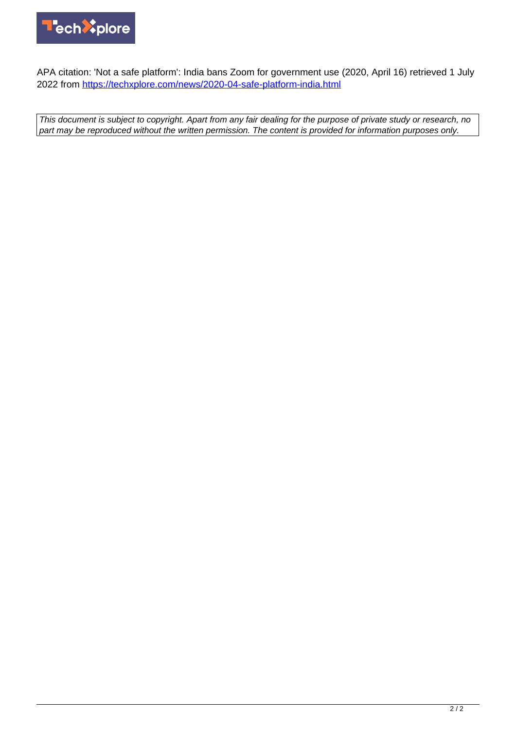APA citation: 'Not a safe platform': India bans Zoom for government use (2020, April 16) retrieved 1 July 2022 from https://techxplore.com/news/2020-04-safe-platform-india.html

*This document is subject to copyright. Apart from any fair dealing for the purpose of private study or research, no part may be reproduced without the written permission. The content is provided for information purposes only.*